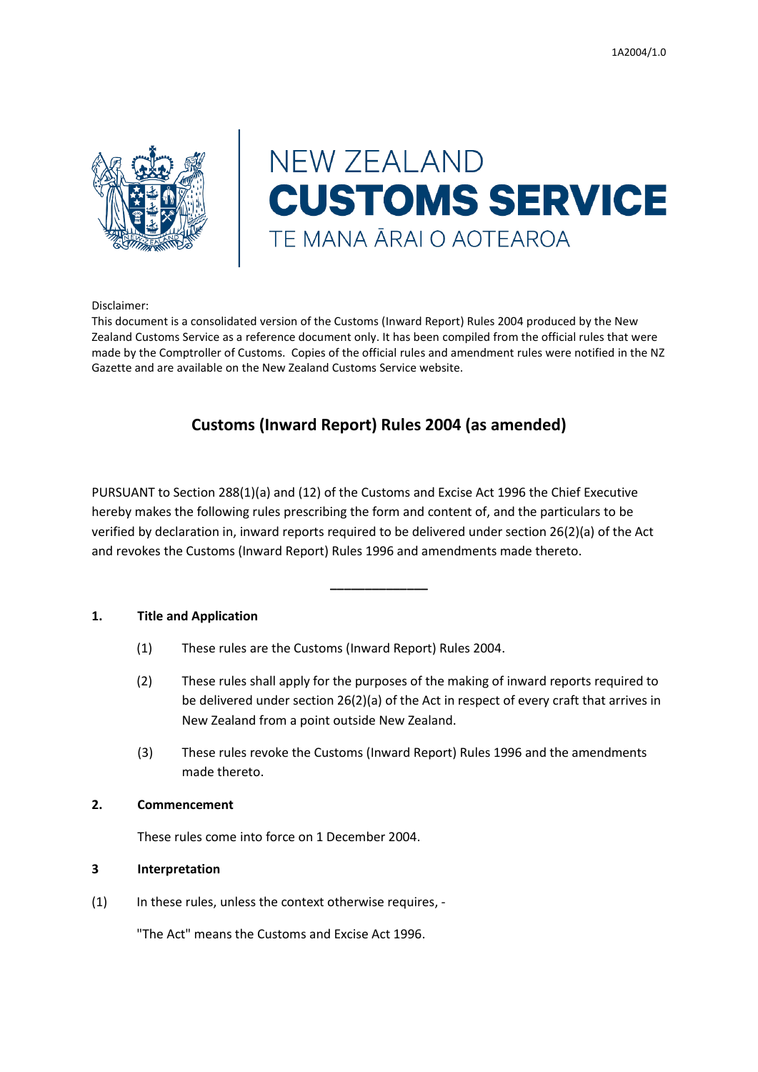1A2004/1.0

NEW ZEALAND
**CUSTOMS SERVICE**
TE MANA ĀRAI O AOTEAROA

Disclaimer:
This document is a consolidated version of the Customs (Inward Report) Rules 2004 produced by the New Zealand Customs Service as a reference document only. It has been compiled from the official rules that were made by the Comptroller of Customs. Copies of the official rules and amendment rules were notified in the NZ Gazette and are available on the New Zealand Customs Service website.

# Customs (Inward Report) Rules 2004 (as amended)

PURSUANT to Section 288(1)(a) and (12) of the Customs and Excise Act 1996 the Chief Executive hereby makes the following rules prescribing the form and content of, and the particulars to be verified by declaration in, inward reports required to be delivered under section 26(2)(a) of the Act and revokes the Customs (Inward Report) Rules 1996 and amendments made thereto.

---

**1. Title and Application**

(1) These rules are the Customs (Inward Report) Rules 2004.

(2) These rules shall apply for the purposes of the making of inward reports required to be delivered under section 26(2)(a) of the Act in respect of every craft that arrives in New Zealand from a point outside New Zealand.

(3) These rules revoke the Customs (Inward Report) Rules 1996 and the amendments made thereto.

**2. Commencement**

These rules come into force on 1 December 2004.

**3 Interpretation**

(1) In these rules, unless the context otherwise requires, -

"The Act" means the Customs and Excise Act 1996.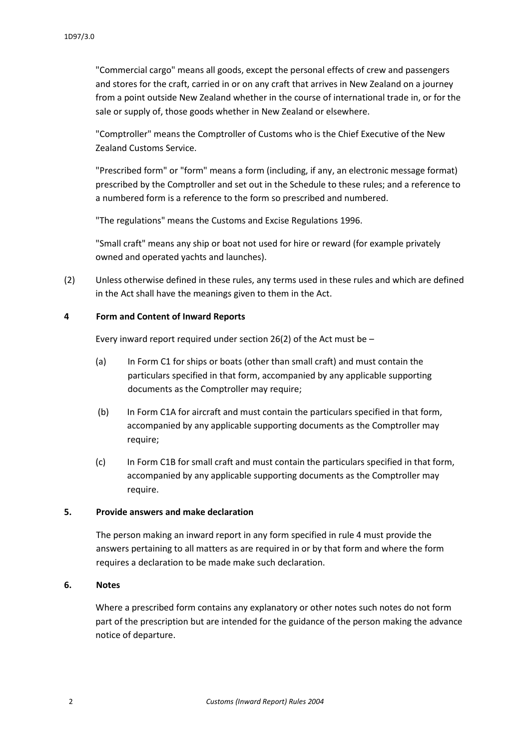"Commercial cargo" means all goods, except the personal effects of crew and passengers and stores for the craft, carried in or on any craft that arrives in New Zealand on a journey from a point outside New Zealand whether in the course of international trade in, or for the sale or supply of, those goods whether in New Zealand or elsewhere.

"Comptroller" means the Comptroller of Customs who is the Chief Executive of the New Zealand Customs Service.

"Prescribed form" or "form" means a form (including, if any, an electronic message format) prescribed by the Comptroller and set out in the Schedule to these rules; and a reference to a numbered form is a reference to the form so prescribed and numbered.

"The regulations" means the Customs and Excise Regulations 1996.

"Small craft" means any ship or boat not used for hire or reward (for example privately owned and operated yachts and launches).

(2) Unless otherwise defined in these rules, any terms used in these rules and which are defined in the Act shall have the meanings given to them in the Act.

**4 Form and Content of Inward Reports**

Every inward report required under section 26(2) of the Act must be –

(a) In Form C1 for ships or boats (other than small craft) and must contain the particulars specified in that form, accompanied by any applicable supporting documents as the Comptroller may require;

(b) In Form C1A for aircraft and must contain the particulars specified in that form, accompanied by any applicable supporting documents as the Comptroller may require;

(c) In Form C1B for small craft and must contain the particulars specified in that form, accompanied by any applicable supporting documents as the Comptroller may require.

**5. Provide answers and make declaration**

The person making an inward report in any form specified in rule 4 must provide the answers pertaining to all matters as are required in or by that form and where the form requires a declaration to be made make such declaration.

**6. Notes**

Where a prescribed form contains any explanatory or other notes such notes do not form part of the prescription but are intended for the guidance of the person making the advance notice of departure.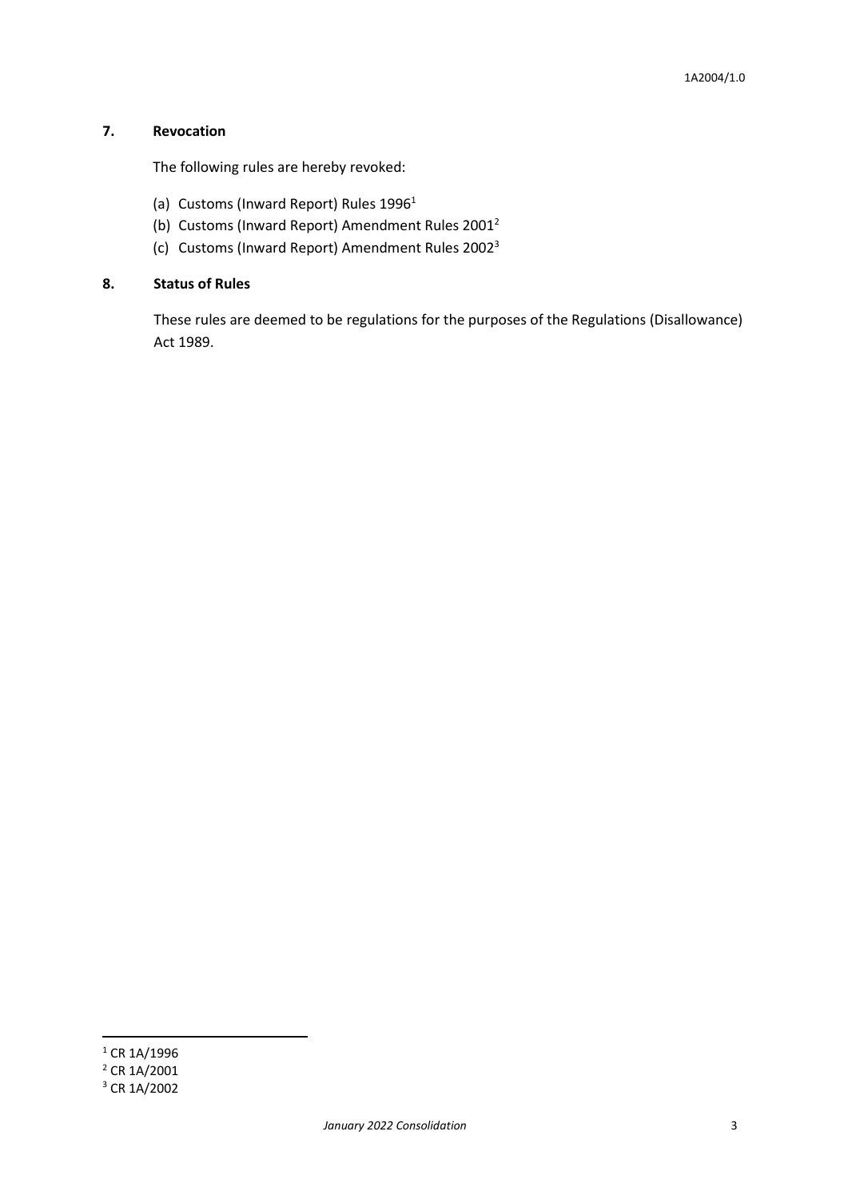## 7. Revocation

The following rules are hereby revoked:

(a) Customs (Inward Report) Rules 1996[1]

(b) Customs (Inward Report) Amendment Rules 2001[2]

(c) Customs (Inward Report) Amendment Rules 2002[3]

## 8. Status of Rules

These rules are deemed to be regulations for the purposes of the Regulations (Disallowance) Act 1989.

---

[1] CR 1A/1996

[2] CR 1A/2001

[3] CR 1A/2002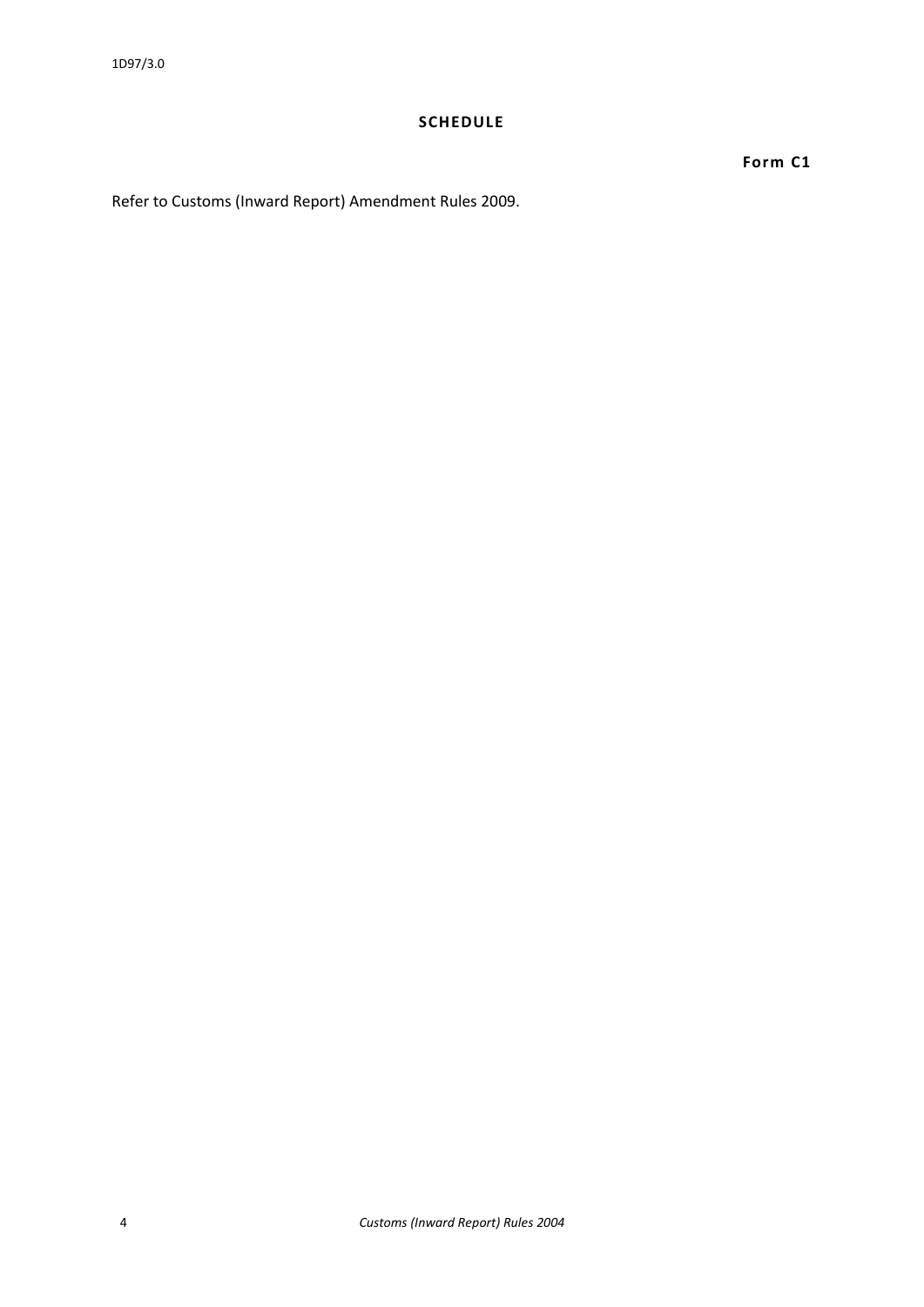## SCHEDULE

**Form C1**

Refer to Customs (Inward Report) Amendment Rules 2009.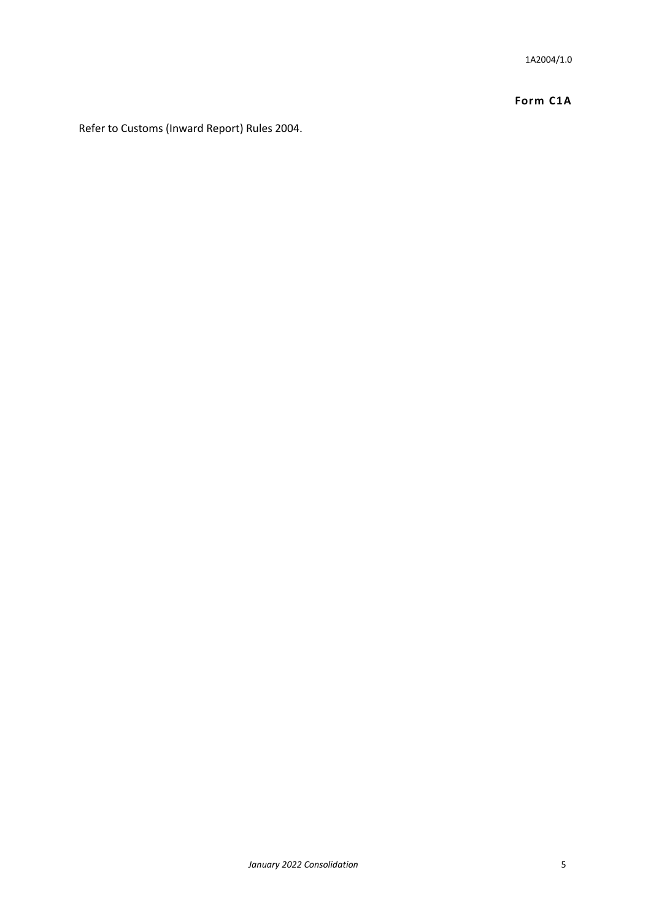1A2004/1.0

**Form C1A**

Refer to Customs (Inward Report) Rules 2004.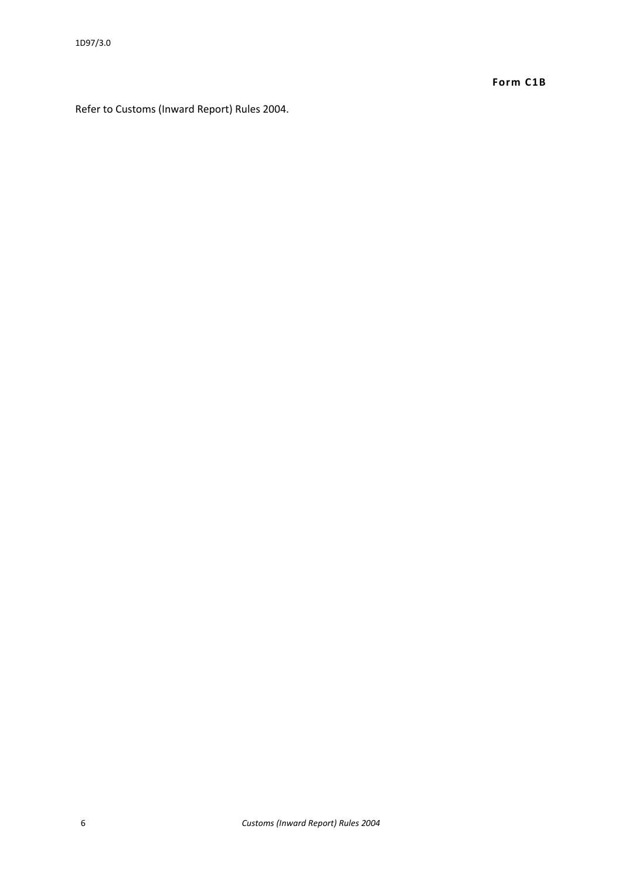**Form C1B**

Refer to Customs (Inward Report) Rules 2004.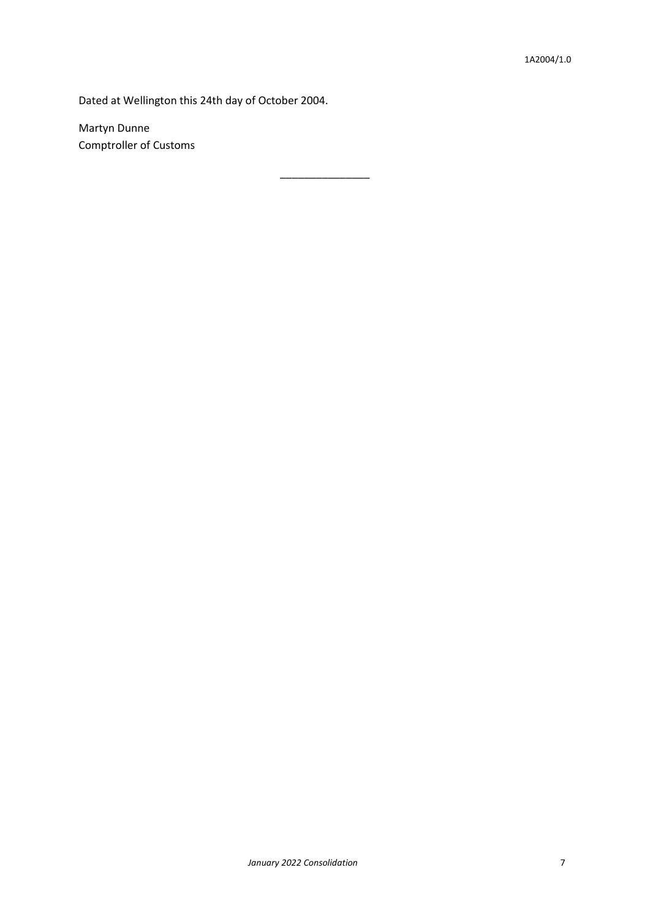Dated at Wellington this 24th day of October 2004.

Martyn Dunne
Comptroller of Customs

---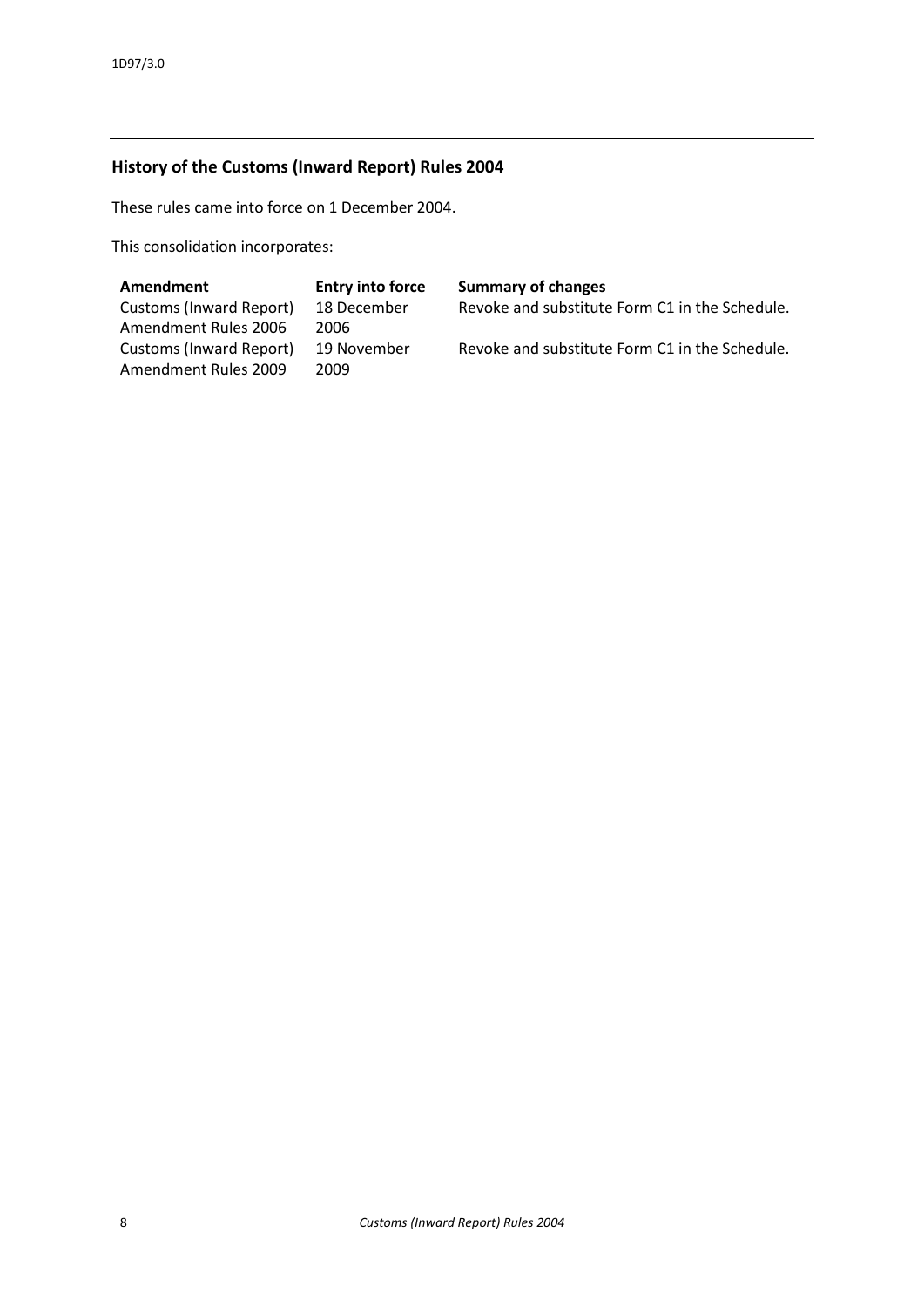## History of the Customs (Inward Report) Rules 2004

These rules came into force on 1 December 2004.

This consolidation incorporates:

| Amendment | Entry into force | Summary of changes |
|---|---|---|
| Customs (Inward Report) Amendment Rules 2006 | 18 December 2006 | Revoke and substitute Form C1 in the Schedule. |
| Customs (Inward Report) Amendment Rules 2009 | 19 November 2009 | Revoke and substitute Form C1 in the Schedule. |